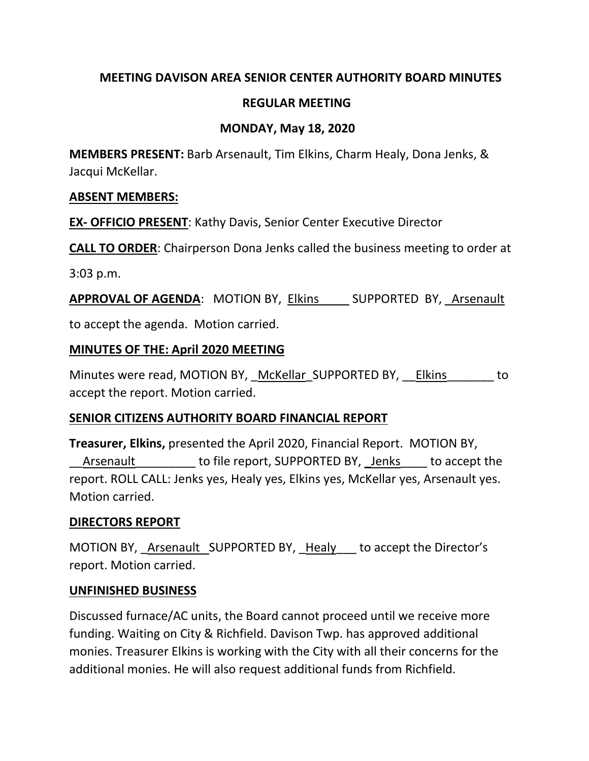# MEETING DAVISON AREA SENIOR CENTER AUTHORITY BOARD MINUTES

## REGULAR MEETING

## MONDAY, May 18, 2020

**MEMBERS PRESENT:** Barb Arsenault, Tim Elkins, Charm Healy, Dona Jenks, & Jacqui McKellar.

**ABSENT MEMBERS:**

**EX- OFFICIO PRESENT**: Kathy Davis, Senior Center Executive Director

**CALL TO ORDER**: Chairperson Dona Jenks called the business meeting to order at 3:03 p.m.

**APPROVAL OF AGENDA**: MOTION BY, Elkins SUPPORTED BY, Arsenault to accept the agenda. Motion carried.

**MINUTES OF THE: April 2020 MEETING**

Minutes were read, MOTION BY, McKellar SUPPORTED BY, Elkins to accept the report. Motion carried.

**SENIOR CITIZENS AUTHORITY BOARD FINANCIAL REPORT**

**Treasurer, Elkins,** presented the April 2020, Financial Report. MOTION BY, Arsenault to file report, SUPPORTED BY, Jenks to accept the report. ROLL CALL: Jenks yes, Healy yes, Elkins yes, McKellar yes, Arsenault yes. Motion carried.

**DIRECTORS REPORT**

MOTION BY, Arsenault SUPPORTED BY, Healy to accept the Director's report. Motion carried.

**UNFINISHED BUSINESS**

Discussed furnace/AC units, the Board cannot proceed until we receive more funding. Waiting on City & Richfield. Davison Twp. has approved additional monies. Treasurer Elkins is working with the City with all their concerns for the additional monies. He will also request additional funds from Richfield.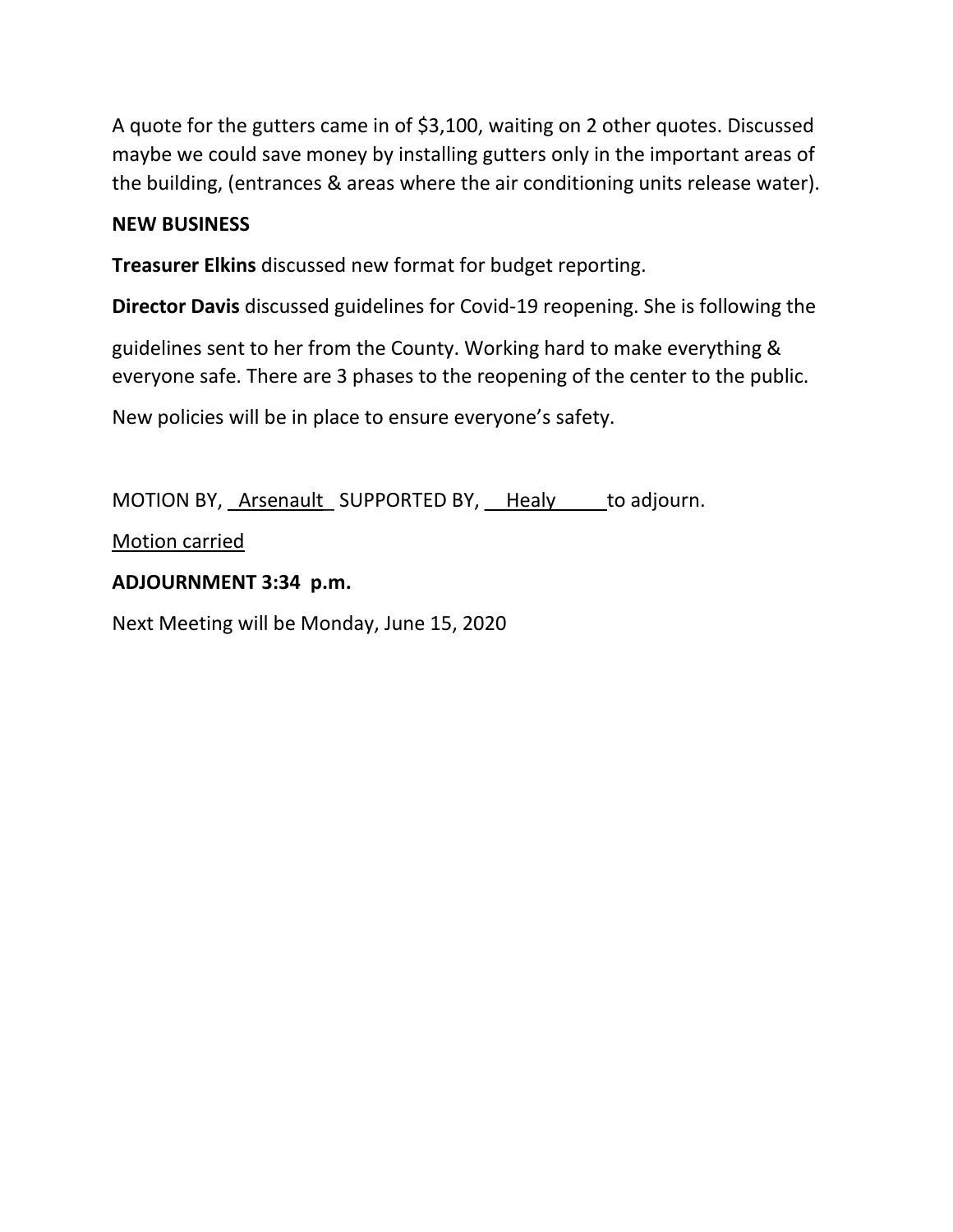A quote for the gutters came in of $3,100, waiting on 2 other quotes. Discussed maybe we could save money by installing gutters only in the important areas of the building, (entrances & areas where the air conditioning units release water).

**NEW BUSINESS**

**Treasurer Elkins** discussed new format for budget reporting.

**Director Davis** discussed guidelines for Covid-19 reopening. She is following the

guidelines sent to her from the County. Working hard to make everything & everyone safe. There are 3 phases to the reopening of the center to the public.

New policies will be in place to ensure everyone's safety.

MOTION BY, <u>Arsenault</u> SUPPORTED BY, <u>Healy</u> to adjourn.

<u>Motion carried</u>

**ADJOURNMENT 3:34 p.m.**

Next Meeting will be Monday, June 15, 2020